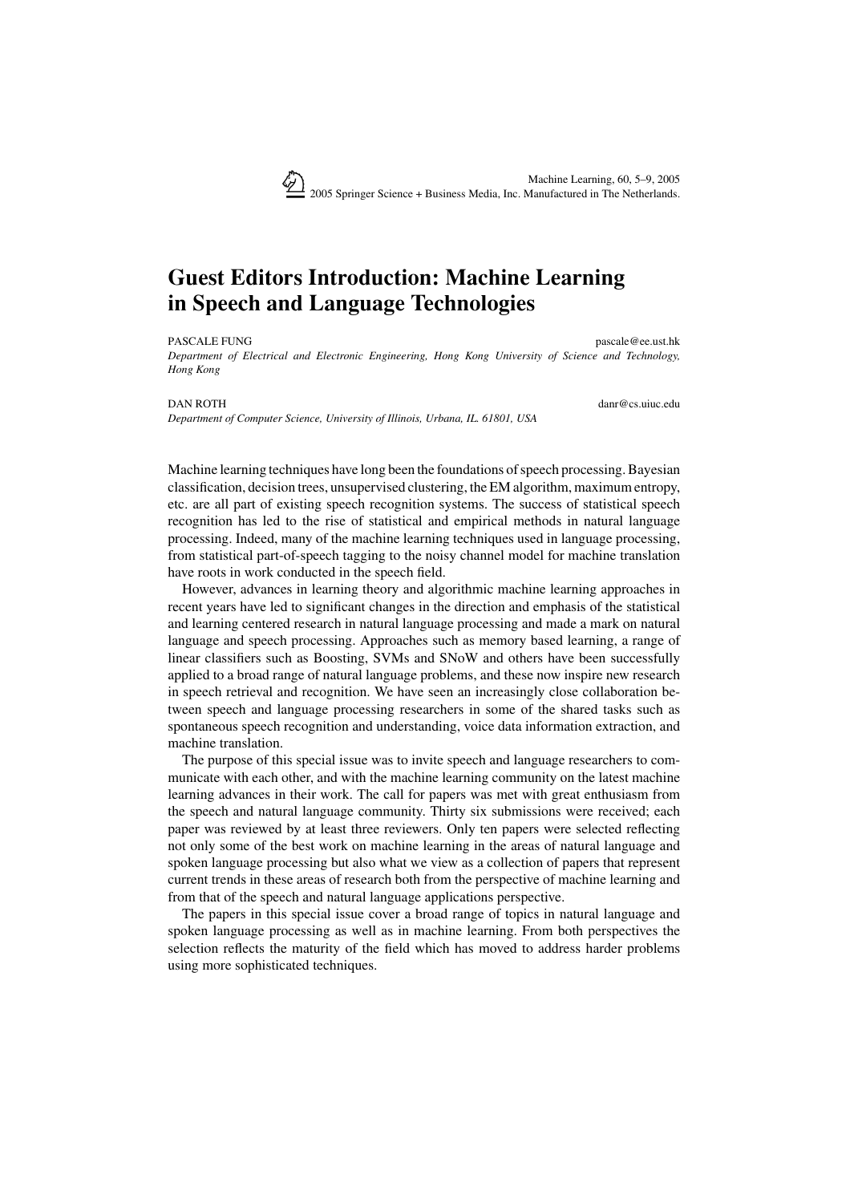# Guest Editors Introduction: Machine Learning in Speech and Language Technologies

PASCALE FUNG pascale@ee.ust.hk

*Department of Electrical and Electronic Engineering, Hong Kong University of Science and Technology, Hong Kong*

DAN ROTH danr@cs.uiuc.edu

*Department of Computer Science, University of Illinois, Urbana, IL. 61801, USA*

Machine learning techniques have long been the foundations of speech processing. Bayesian classification, decision trees, unsupervised clustering, the EM algorithm, maximum entropy, etc. are all part of existing speech recognition systems. The success of statistical speech recognition has led to the rise of statistical and empirical methods in natural language processing. Indeed, many of the machine learning techniques used in language processing, from statistical part-of-speech tagging to the noisy channel model for machine translation have roots in work conducted in the speech field.

However, advances in learning theory and algorithmic machine learning approaches in recent years have led to significant changes in the direction and emphasis of the statistical and learning centered research in natural language processing and made a mark on natural language and speech processing. Approaches such as memory based learning, a range of linear classifiers such as Boosting, SVMs and SNoW and others have been successfully applied to a broad range of natural language problems, and these now inspire new research in speech retrieval and recognition. We have seen an increasingly close collaboration between speech and language processing researchers in some of the shared tasks such as spontaneous speech recognition and understanding, voice data information extraction, and machine translation.

The purpose of this special issue was to invite speech and language researchers to communicate with each other, and with the machine learning community on the latest machine learning advances in their work. The call for papers was met with great enthusiasm from the speech and natural language community. Thirty six submissions were received; each paper was reviewed by at least three reviewers. Only ten papers were selected reflecting not only some of the best work on machine learning in the areas of natural language and spoken language processing but also what we view as a collection of papers that represent current trends in these areas of research both from the perspective of machine learning and from that of the speech and natural language applications perspective.

The papers in this special issue cover a broad range of topics in natural language and spoken language processing as well as in machine learning. From both perspectives the selection reflects the maturity of the field which has moved to address harder problems using more sophisticated techniques.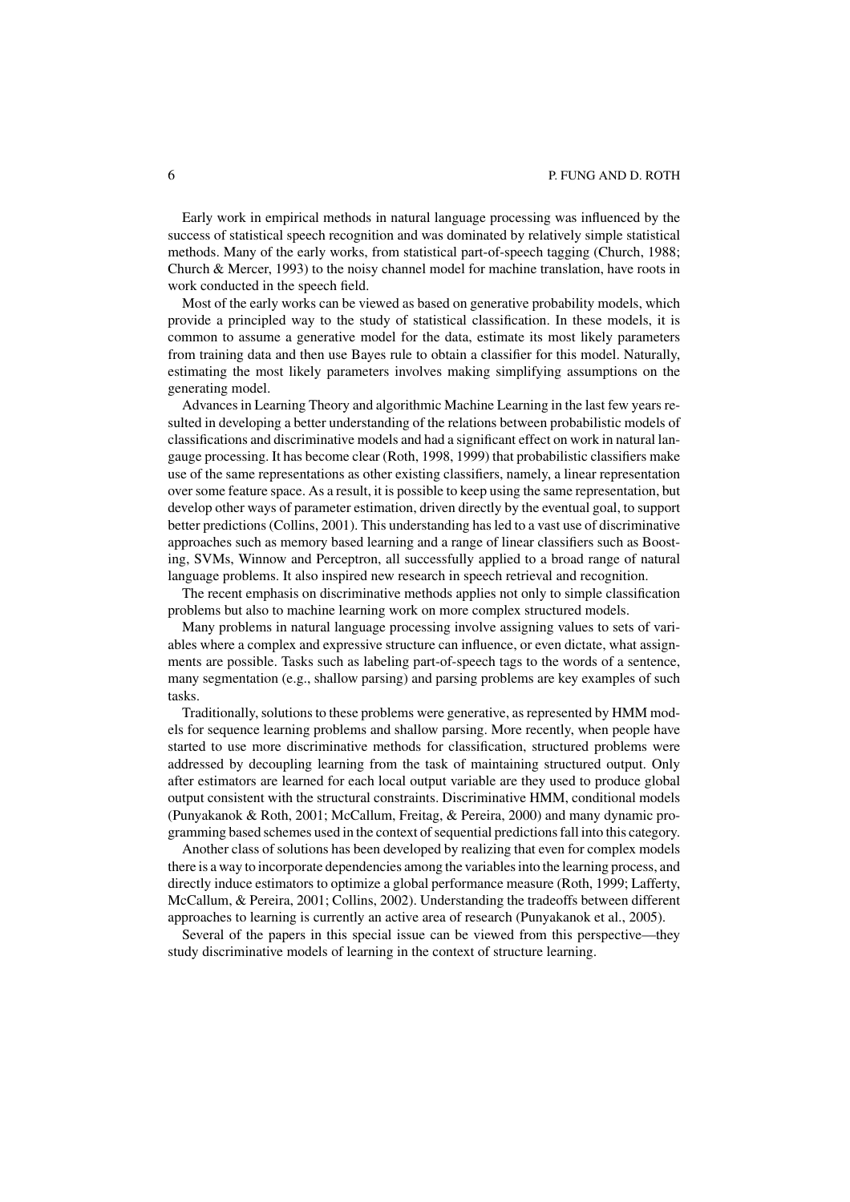Early work in empirical methods in natural language processing was influenced by the success of statistical speech recognition and was dominated by relatively simple statistical methods. Many of the early works, from statistical part-of-speech tagging (Church, 1988; Church & Mercer, 1993) to the noisy channel model for machine translation, have roots in work conducted in the speech field.

Most of the early works can be viewed as based on generative probability models, which provide a principled way to the study of statistical classification. In these models, it is common to assume a generative model for the data, estimate its most likely parameters from training data and then use Bayes rule to obtain a classifier for this model. Naturally, estimating the most likely parameters involves making simplifying assumptions on the generating model.

Advances in Learning Theory and algorithmic Machine Learning in the last few years resulted in developing a better understanding of the relations between probabilistic models of classifications and discriminative models and had a significant effect on work in natural langauge processing. It has become clear (Roth, 1998, 1999) that probabilistic classifiers make use of the same representations as other existing classifiers, namely, a linear representation over some feature space. As a result, it is possible to keep using the same representation, but develop other ways of parameter estimation, driven directly by the eventual goal, to support better predictions (Collins, 2001). This understanding has led to a vast use of discriminative approaches such as memory based learning and a range of linear classifiers such as Boosting, SVMs, Winnow and Perceptron, all successfully applied to a broad range of natural language problems. It also inspired new research in speech retrieval and recognition.

The recent emphasis on discriminative methods applies not only to simple classification problems but also to machine learning work on more complex structured models.

Many problems in natural language processing involve assigning values to sets of variables where a complex and expressive structure can influence, or even dictate, what assignments are possible. Tasks such as labeling part-of-speech tags to the words of a sentence, many segmentation (e.g., shallow parsing) and parsing problems are key examples of such tasks.

Traditionally, solutions to these problems were generative, as represented by HMM models for sequence learning problems and shallow parsing. More recently, when people have started to use more discriminative methods for classification, structured problems were addressed by decoupling learning from the task of maintaining structured output. Only after estimators are learned for each local output variable are they used to produce global output consistent with the structural constraints. Discriminative HMM, conditional models (Punyakanok & Roth, 2001; McCallum, Freitag, & Pereira, 2000) and many dynamic programming based schemes used in the context of sequential predictions fall into this category.

Another class of solutions has been developed by realizing that even for complex models there is a way to incorporate dependencies among the variables into the learning process, and directly induce estimators to optimize a global performance measure (Roth, 1999; Lafferty, McCallum, & Pereira, 2001; Collins, 2002). Understanding the tradeoffs between different approaches to learning is currently an active area of research (Punyakanok et al., 2005).

Several of the papers in this special issue can be viewed from this perspective—they study discriminative models of learning in the context of structure learning.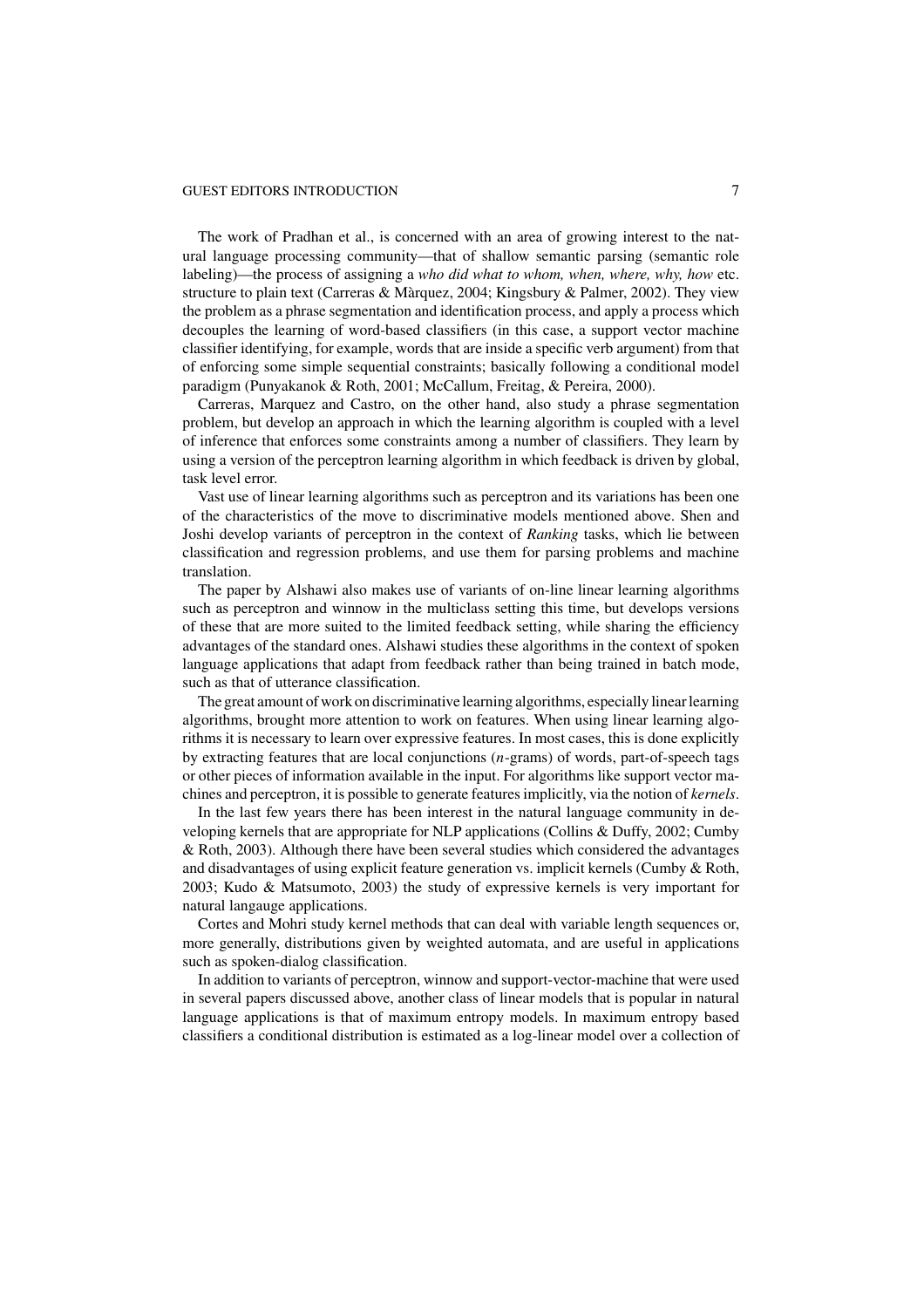The work of Pradhan et al., is concerned with an area of growing interest to the natural language processing community—that of shallow semantic parsing (semantic role labeling)—the process of assigning a *who did what to whom, when, where, why, how* etc. structure to plain text (Carreras & Màrquez, 2004; Kingsbury & Palmer, 2002). They view the problem as a phrase segmentation and identification process, and apply a process which decouples the learning of word-based classifiers (in this case, a support vector machine classifier identifying, for example, words that are inside a specific verb argument) from that of enforcing some simple sequential constraints; basically following a conditional model paradigm (Punyakanok & Roth, 2001; McCallum, Freitag, & Pereira, 2000).

Carreras, Marquez and Castro, on the other hand, also study a phrase segmentation problem, but develop an approach in which the learning algorithm is coupled with a level of inference that enforces some constraints among a number of classifiers. They learn by using a version of the perceptron learning algorithm in which feedback is driven by global, task level error.

Vast use of linear learning algorithms such as perceptron and its variations has been one of the characteristics of the move to discriminative models mentioned above. Shen and Joshi develop variants of perceptron in the context of *Ranking* tasks, which lie between classification and regression problems, and use them for parsing problems and machine translation.

The paper by Alshawi also makes use of variants of on-line linear learning algorithms such as perceptron and winnow in the multiclass setting this time, but develops versions of these that are more suited to the limited feedback setting, while sharing the efficiency advantages of the standard ones. Alshawi studies these algorithms in the context of spoken language applications that adapt from feedback rather than being trained in batch mode, such as that of utterance classification.

The great amount of work on discriminative learning algorithms, especially linear learning algorithms, brought more attention to work on features. When using linear learning algorithms it is necessary to learn over expressive features. In most cases, this is done explicitly by extracting features that are local conjunctions ($n$-grams) of words, part-of-speech tags or other pieces of information available in the input. For algorithms like support vector machines and perceptron, it is possible to generate features implicitly, via the notion of *kernels*.

In the last few years there has been interest in the natural language community in developing kernels that are appropriate for NLP applications (Collins & Duffy, 2002; Cumby & Roth, 2003). Although there have been several studies which considered the advantages and disadvantages of using explicit feature generation vs. implicit kernels (Cumby & Roth, 2003; Kudo & Matsumoto, 2003) the study of expressive kernels is very important for natural langauge applications.

Cortes and Mohri study kernel methods that can deal with variable length sequences or, more generally, distributions given by weighted automata, and are useful in applications such as spoken-dialog classification.

In addition to variants of perceptron, winnow and support-vector-machine that were used in several papers discussed above, another class of linear models that is popular in natural language applications is that of maximum entropy models. In maximum entropy based classifiers a conditional distribution is estimated as a log-linear model over a collection of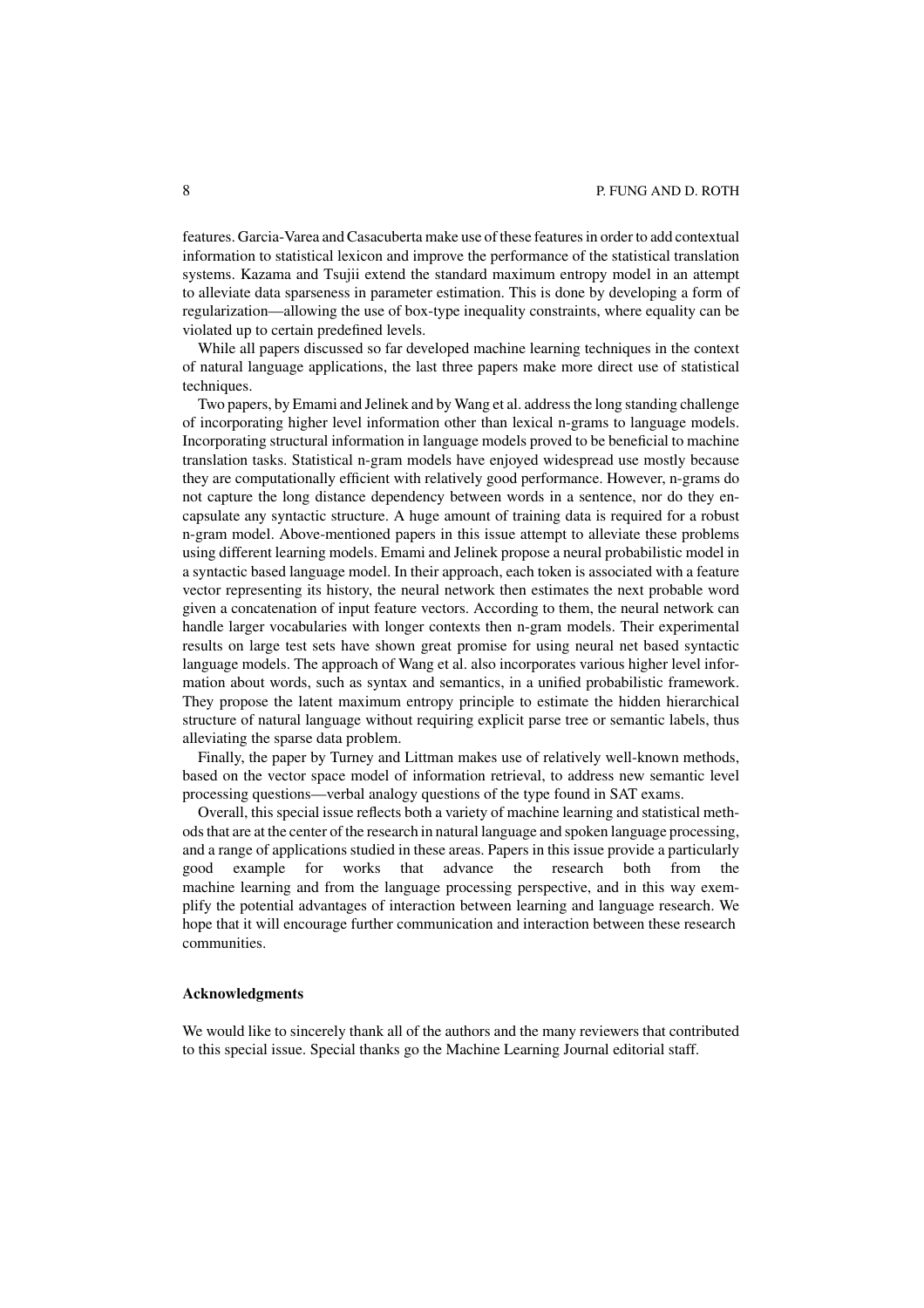features. Garcia-Varea and Casacuberta make use of these features in order to add contextual information to statistical lexicon and improve the performance of the statistical translation systems. Kazama and Tsujii extend the standard maximum entropy model in an attempt to alleviate data sparseness in parameter estimation. This is done by developing a form of regularization—allowing the use of box-type inequality constraints, where equality can be violated up to certain predefined levels.

While all papers discussed so far developed machine learning techniques in the context of natural language applications, the last three papers make more direct use of statistical techniques.

Two papers, by Emami and Jelinek and by Wang et al. address the long standing challenge of incorporating higher level information other than lexical n-grams to language models. Incorporating structural information in language models proved to be beneficial to machine translation tasks. Statistical n-gram models have enjoyed widespread use mostly because they are computationally efficient with relatively good performance. However, n-grams do not capture the long distance dependency between words in a sentence, nor do they encapsulate any syntactic structure. A huge amount of training data is required for a robust n-gram model. Above-mentioned papers in this issue attempt to alleviate these problems using different learning models. Emami and Jelinek propose a neural probabilistic model in a syntactic based language model. In their approach, each token is associated with a feature vector representing its history, the neural network then estimates the next probable word given a concatenation of input feature vectors. According to them, the neural network can handle larger vocabularies with longer contexts then n-gram models. Their experimental results on large test sets have shown great promise for using neural net based syntactic language models. The approach of Wang et al. also incorporates various higher level information about words, such as syntax and semantics, in a unified probabilistic framework. They propose the latent maximum entropy principle to estimate the hidden hierarchical structure of natural language without requiring explicit parse tree or semantic labels, thus alleviating the sparse data problem.

Finally, the paper by Turney and Littman makes use of relatively well-known methods, based on the vector space model of information retrieval, to address new semantic level processing questions—verbal analogy questions of the type found in SAT exams.

Overall, this special issue reflects both a variety of machine learning and statistical methods that are at the center of the research in natural language and spoken language processing, and a range of applications studied in these areas. Papers in this issue provide a particularly good example for works that advance the research both from the machine learning and from the language processing perspective, and in this way exemplify the potential advantages of interaction between learning and language research. We hope that it will encourage further communication and interaction between these research communities.

## Acknowledgments

We would like to sincerely thank all of the authors and the many reviewers that contributed to this special issue. Special thanks go the Machine Learning Journal editorial staff.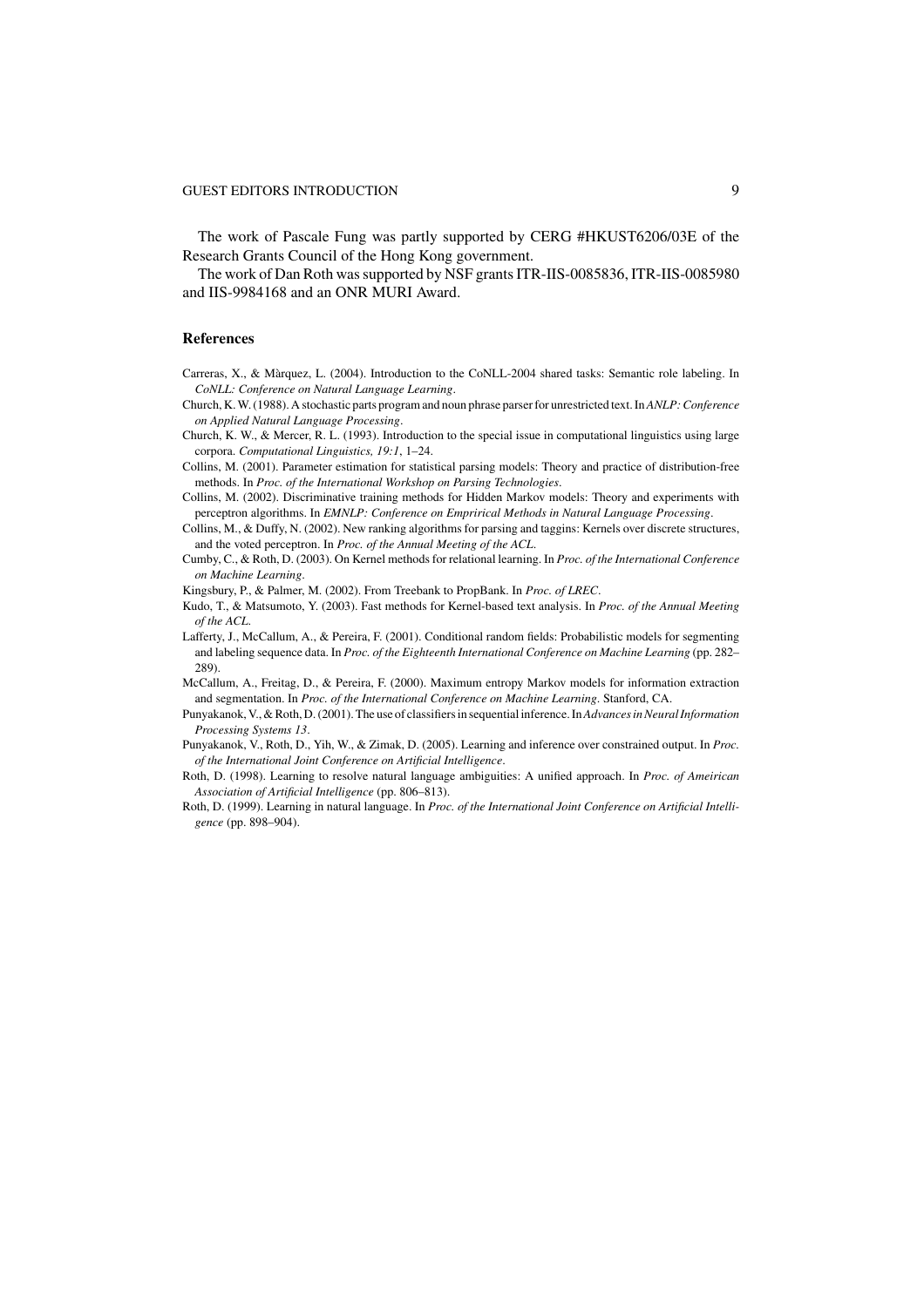The work of Pascale Fung was partly supported by CERG #HKUST6206/03E of the Research Grants Council of the Hong Kong government.

The work of Dan Roth was supported by NSF grants ITR-IIS-0085836, ITR-IIS-0085980 and IIS-9984168 and an ONR MURI Award.

## References

Carreras, X., & Màrquez, L. (2004). Introduction to the CoNLL-2004 shared tasks: Semantic role labeling. In *CoNLL: Conference on Natural Language Learning*.

Church, K. W. (1988). A stochastic parts program and noun phrase parser for unrestricted text. In *ANLP: Conference on Applied Natural Language Processing*.

Church, K. W., & Mercer, R. L. (1993). Introduction to the special issue in computational linguistics using large corpora. *Computational Linguistics, 19:1*, 1–24.

Collins, M. (2001). Parameter estimation for statistical parsing models: Theory and practice of distribution-free methods. In *Proc. of the International Workshop on Parsing Technologies*.

Collins, M. (2002). Discriminative training methods for Hidden Markov models: Theory and experiments with perceptron algorithms. In *EMNLP: Conference on Emprirical Methods in Natural Language Processing*.

Collins, M., & Duffy, N. (2002). New ranking algorithms for parsing and taggins: Kernels over discrete structures, and the voted perceptron. In *Proc. of the Annual Meeting of the ACL*.

Cumby, C., & Roth, D. (2003). On Kernel methods for relational learning. In *Proc. of the International Conference on Machine Learning*.

Kingsbury, P., & Palmer, M. (2002). From Treebank to PropBank. In *Proc. of LREC*.

Kudo, T., & Matsumoto, Y. (2003). Fast methods for Kernel-based text analysis. In *Proc. of the Annual Meeting of the ACL*.

Lafferty, J., McCallum, A., & Pereira, F. (2001). Conditional random fields: Probabilistic models for segmenting and labeling sequence data. In *Proc. of the Eighteenth International Conference on Machine Learning* (pp. 282–289).

McCallum, A., Freitag, D., & Pereira, F. (2000). Maximum entropy Markov models for information extraction and segmentation. In *Proc. of the International Conference on Machine Learning*. Stanford, CA.

Punyakanok, V., & Roth, D. (2001). The use of classifiers in sequential inference. In *Advances in Neural Information Processing Systems 13*.

Punyakanok, V., Roth, D., Yih, W., & Zimak, D. (2005). Learning and inference over constrained output. In *Proc. of the International Joint Conference on Artificial Intelligence*.

Roth, D. (1998). Learning to resolve natural language ambiguities: A unified approach. In *Proc. of Ameirican Association of Artificial Intelligence* (pp. 806–813).

Roth, D. (1999). Learning in natural language. In *Proc. of the International Joint Conference on Artificial Intelligence* (pp. 898–904).